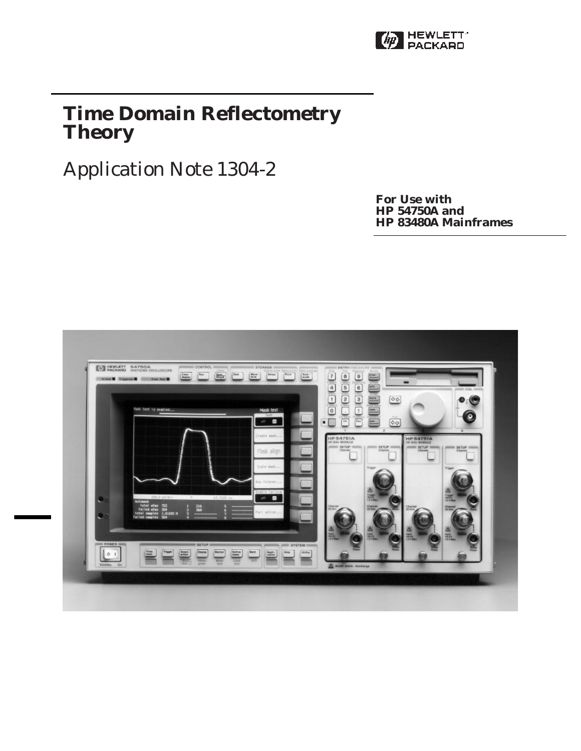HEWLETT PACKARD

# Time Domain Reflectometry Theory

Application Note 1304-2

**For Use with**
**HP 54750A and**
**HP 83480A Mainframes**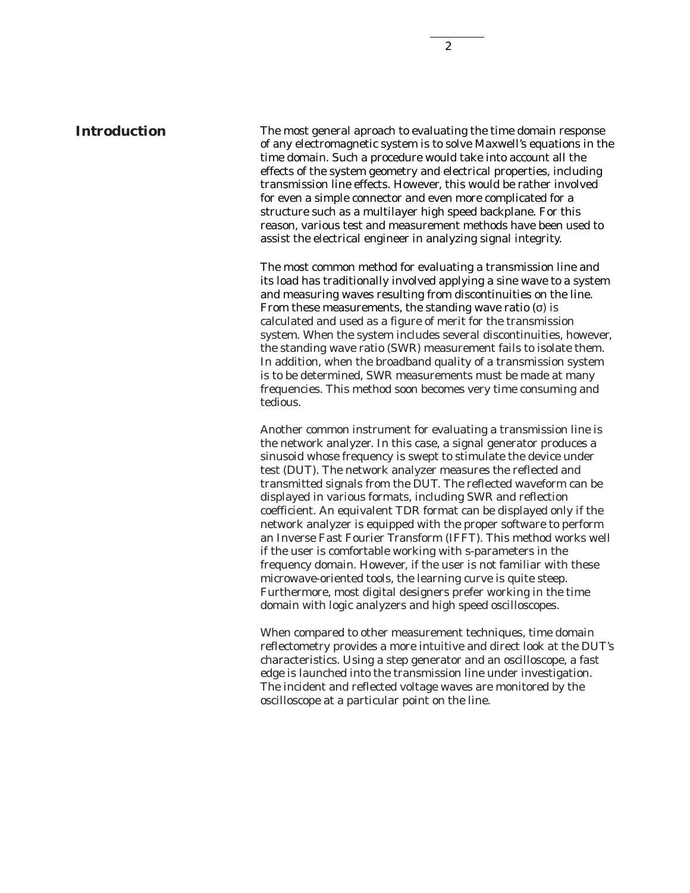## Introduction

The most general aproach to evaluating the time domain response of any electromagnetic system is to solve Maxwell's equations in the time domain. Such a procedure would take into account all the effects of the system geometry and electrical properties, including transmission line effects. However, this would be rather involved for even a simple connector and even more complicated for a structure such as a multilayer high speed backplane. For this reason, various test and measurement methods have been used to assist the electrical engineer in analyzing signal integrity.

The most common method for evaluating a transmission line and its load has traditionally involved applying a sine wave to a system and measuring waves resulting from discontinuities on the line. From these measurements, the standing wave ratio ($\sigma$) is calculated and used as a figure of merit for the transmission system. When the system includes several discontinuities, however, the standing wave ratio (SWR) measurement fails to isolate them. In addition, when the broadband quality of a transmission system is to be determined, SWR measurements must be made at many frequencies. This method soon becomes very time consuming and tedious.

Another common instrument for evaluating a transmission line is the network analyzer. In this case, a signal generator produces a sinusoid whose frequency is swept to stimulate the device under test (DUT). The network analyzer measures the reflected and transmitted signals from the DUT. The reflected waveform can be displayed in various formats, including SWR and reflection coefficient. An equivalent TDR format can be displayed only if the network analyzer is equipped with the proper software to perform an Inverse Fast Fourier Transform (IFFT). This method works well if the user is comfortable working with s-parameters in the frequency domain. However, if the user is not familiar with these microwave-oriented tools, the learning curve is quite steep. Furthermore, most digital designers prefer working in the time domain with logic analyzers and high speed oscilloscopes.

When compared to other measurement techniques, time domain reflectometry provides a more intuitive and direct look at the DUT's characteristics. Using a step generator and an oscilloscope, a fast edge is launched into the transmission line under investigation. The incident and reflected voltage waves are monitored by the oscilloscope at a particular point on the line.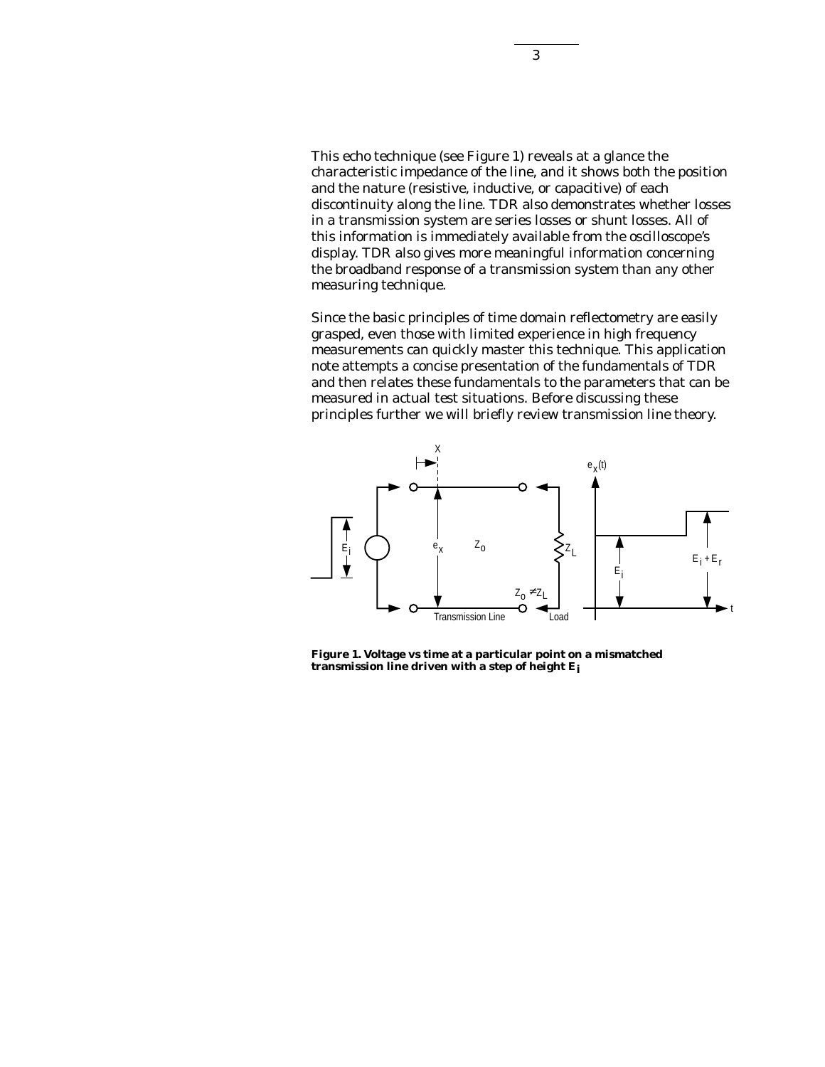This echo technique (see Figure 1) reveals at a glance the characteristic impedance of the line, and it shows both the position and the nature (resistive, inductive, or capacitive) of each discontinuity along the line. TDR also demonstrates whether losses in a transmission system are series losses or shunt losses. All of this information is immediately available from the oscilloscope's display. TDR also gives more meaningful information concerning the broadband response of a transmission system than any other measuring technique.

Since the basic principles of time domain reflectometry are easily grasped, even those with limited experience in high frequency measurements can quickly master this technique. This application note attempts a concise presentation of the fundamentals of TDR and then relates these fundamentals to the parameters that can be measured in actual test situations. Before discussing these principles further we will briefly review transmission line theory.

**Figure 1. Voltage vs time at a particular point on a mismatched transmission line driven with a step of height $E_i$**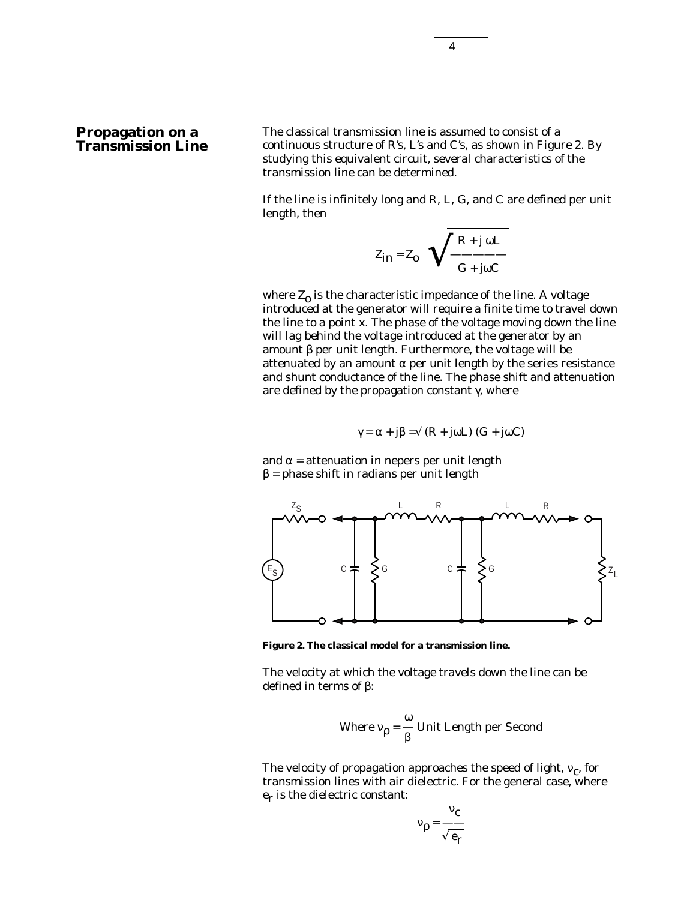## Propagation on a Transmission Line

The classical transmission line is assumed to consist of a continuous structure of R's, L's and C's, as shown in Figure 2. By studying this equivalent circuit, several characteristics of the transmission line can be determined.

If the line is infinitely long and R, L, G, and C are defined per unit length, then

$$Z_{in} = Z_o \sqrt{\frac{R + j\omega L}{G + j\omega C}}$$

where $Z_o$ is the characteristic impedance of the line. A voltage introduced at the generator will require a finite time to travel down the line to a point x. The phase of the voltage moving down the line will lag behind the voltage introduced at the generator by an amount β per unit length. Furthermore, the voltage will be attenuated by an amount α per unit length by the series resistance and shunt conductance of the line. The phase shift and attenuation are defined by the propagation constant γ, where

$$\gamma = \alpha + j\beta = \sqrt{(R + j\omega L)\,(G + j\omega C)}$$

and $\alpha$ = attenuation in nepers per unit length
$\beta$ = phase shift in radians per unit length

**Figure 2. The classical model for a transmission line.**

The velocity at which the voltage travels down the line can be defined in terms of β:

$$\text{Where } \nu_\rho = \frac{\omega}{\beta} \text{ Unit Length per Second}$$

The velocity of propagation approaches the speed of light, $\nu_c$, for transmission lines with air dielectric. For the general case, where $e_r$ is the dielectric constant:

$$\nu_\rho = \frac{\nu_c}{\sqrt{e_r}}$$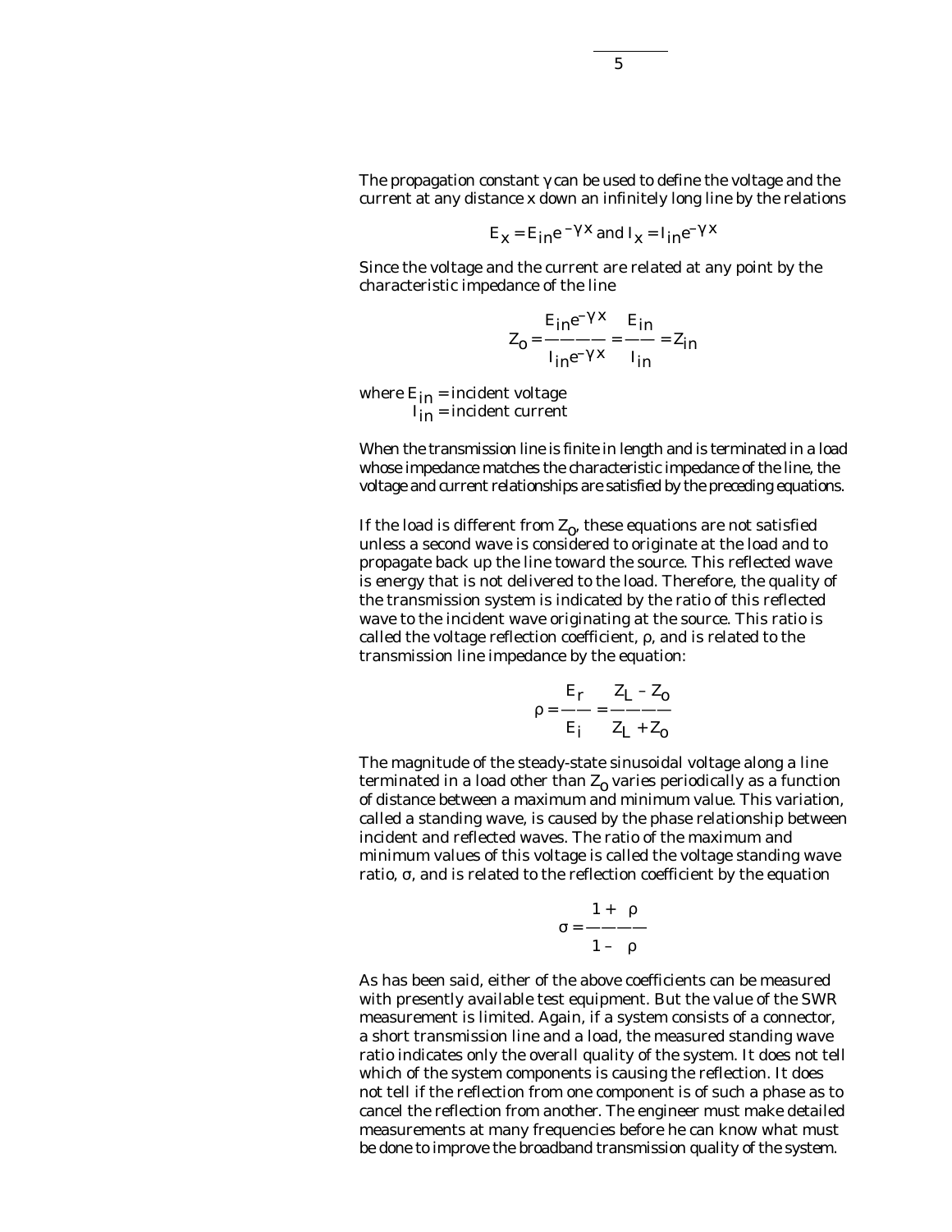The propagation constant γ can be used to define the voltage and the current at any distance x down an infinitely long line by the relations

$$E_x = E_{in}e^{-\gamma x} \text{ and } I_x = I_{in}e^{-\gamma x}$$

Since the voltage and the current are related at any point by the characteristic impedance of the line

$$Z_o = \frac{E_{in}e^{-\gamma x}}{I_{in}e^{-\gamma x}} = \frac{E_{in}}{I_{in}} = Z_{in}$$

where $E_{in}$ = incident voltage
$I_{in}$ = incident current

When the transmission line is finite in length and is terminated in a load whose impedance matches the characteristic impedance of the line, the voltage and current relationships are satisfied by the preceding equations.

If the load is different from $Z_o$, these equations are not satisfied unless a second wave is considered to originate at the load and to propagate back up the line toward the source. This reflected wave is energy that is not delivered to the load. Therefore, the quality of the transmission system is indicated by the ratio of this reflected wave to the incident wave originating at the source. This ratio is called the voltage reflection coefficient, ρ, and is related to the transmission line impedance by the equation:

$$\rho = \frac{E_r}{E_i} = \frac{Z_L - Z_o}{Z_L + Z_o}$$

The magnitude of the steady-state sinusoidal voltage along a line terminated in a load other than $Z_o$ varies periodically as a function of distance between a maximum and minimum value. This variation, called a standing wave, is caused by the phase relationship between incident and reflected waves. The ratio of the maximum and minimum values of this voltage is called the voltage standing wave ratio, σ, and is related to the reflection coefficient by the equation

$$\sigma = \frac{1 + \rho}{1 - \rho}$$

As has been said, either of the above coefficients can be measured with presently available test equipment. But the value of the SWR measurement is limited. Again, if a system consists of a connector, a short transmission line and a load, the measured standing wave ratio indicates only the overall quality of the system. It does not tell which of the system components is causing the reflection. It does not tell if the reflection from one component is of such a phase as to cancel the reflection from another. The engineer must make detailed measurements at many frequencies before he can know what must be done to improve the broadband transmission quality of the system.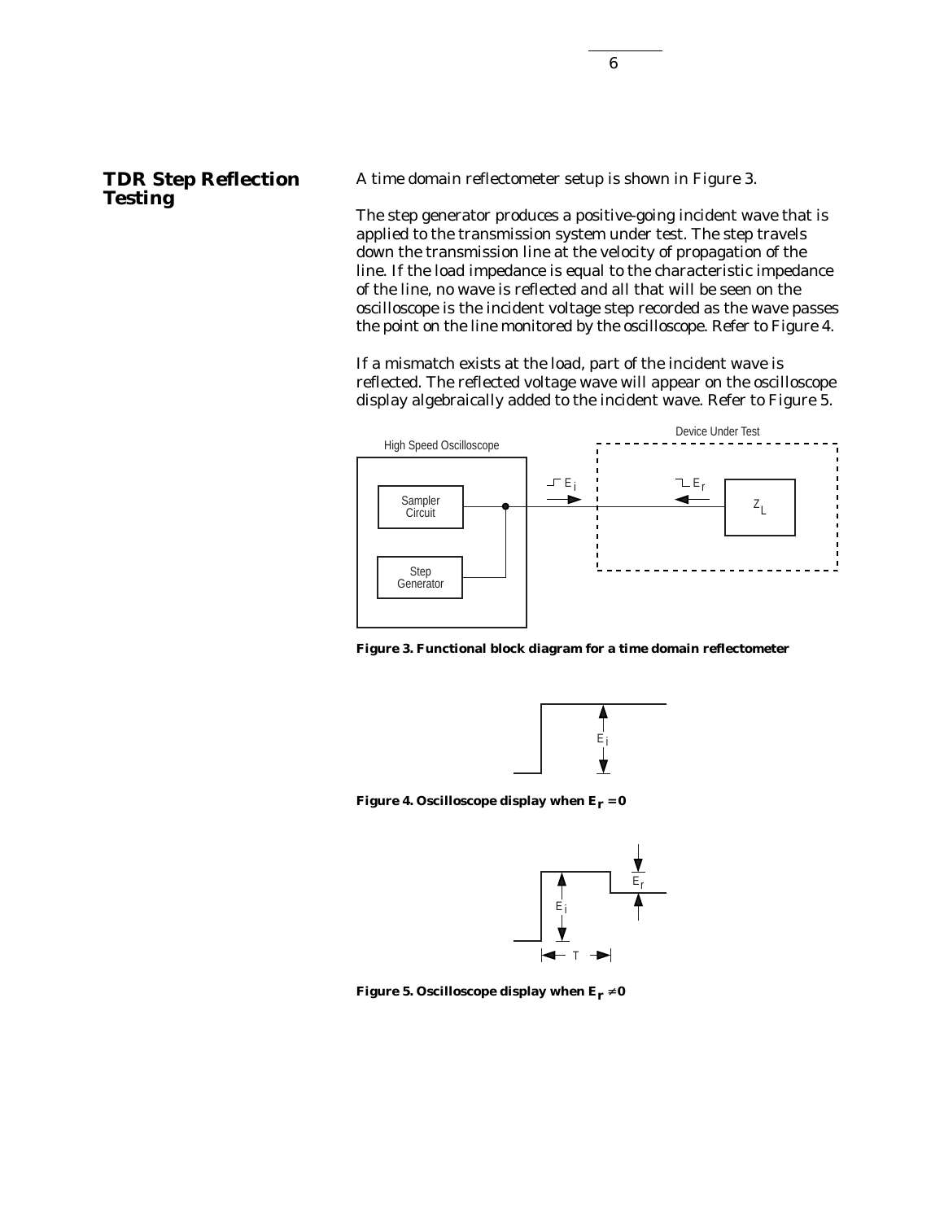## TDR Step Reflection Testing

A time domain reflectometer setup is shown in Figure 3.

The step generator produces a positive-going incident wave that is applied to the transmission system under test. The step travels down the transmission line at the velocity of propagation of the line. If the load impedance is equal to the characteristic impedance of the line, no wave is reflected and all that will be seen on the oscilloscope is the incident voltage step recorded as the wave passes the point on the line monitored by the oscilloscope. Refer to Figure 4.

If a mismatch exists at the load, part of the incident wave is reflected. The reflected voltage wave will appear on the oscilloscope display algebraically added to the incident wave. Refer to Figure 5.

**Figure 3. Functional block diagram for a time domain reflectometer**

**Figure 4. Oscilloscope display when $E_r = 0$**

**Figure 5. Oscilloscope display when $E_r \neq 0$**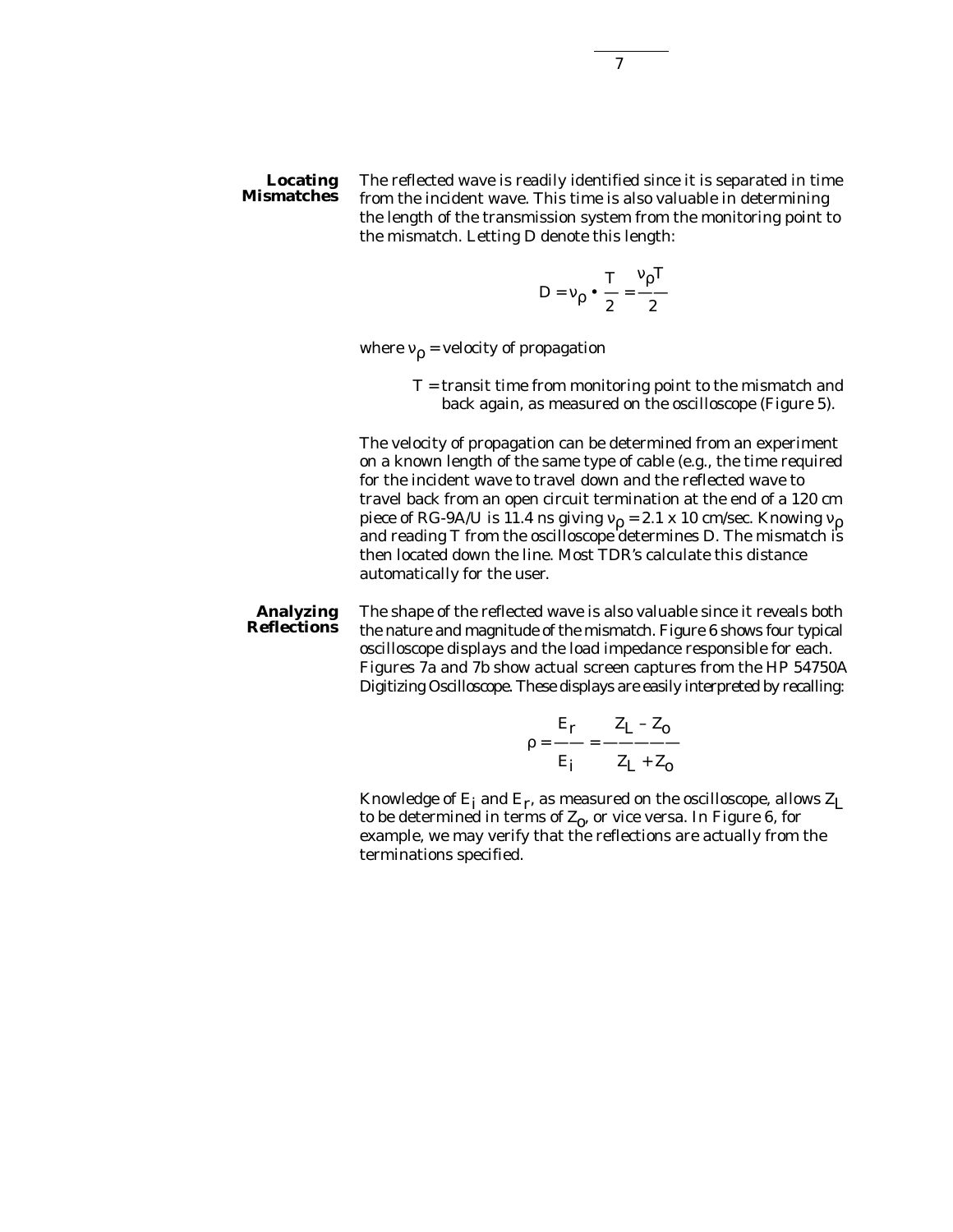### Locating Mismatches

The reflected wave is readily identified since it is separated in time from the incident wave. This time is also valuable in determining the length of the transmission system from the monitoring point to the mismatch. Letting D denote this length:

$$D = \nu_\rho \bullet \frac{T}{2} = \frac{\nu_\rho T}{2}$$

where $\nu_\rho$ = velocity of propagation

T = transit time from monitoring point to the mismatch and back again, as measured on the oscilloscope (Figure 5).

The velocity of propagation can be determined from an experiment on a known length of the same type of cable (e.g., the time required for the incident wave to travel down and the reflected wave to travel back from an open circuit termination at the end of a 120 cm piece of RG-9A/U is 11.4 ns giving $\nu_\rho$ = 2.1 x 10 cm/sec. Knowing $\nu_\rho$ and reading T from the oscilloscope determines D. The mismatch is then located down the line. Most TDR's calculate this distance automatically for the user.

### Analyzing Reflections

The shape of the reflected wave is also valuable since it reveals both the nature and magnitude of the mismatch. Figure 6 shows four typical oscilloscope displays and the load impedance responsible for each. Figures 7a and 7b show actual screen captures from the HP 54750A Digitizing Oscilloscope. These displays are easily interpreted by recalling:

$$\rho = \frac{E_r}{E_i} = \frac{Z_L - Z_o}{Z_L + Z_o}$$

Knowledge of $E_i$ and $E_r$, as measured on the oscilloscope, allows $Z_L$ to be determined in terms of $Z_o$, or vice versa. In Figure 6, for example, we may verify that the reflections are actually from the terminations specified.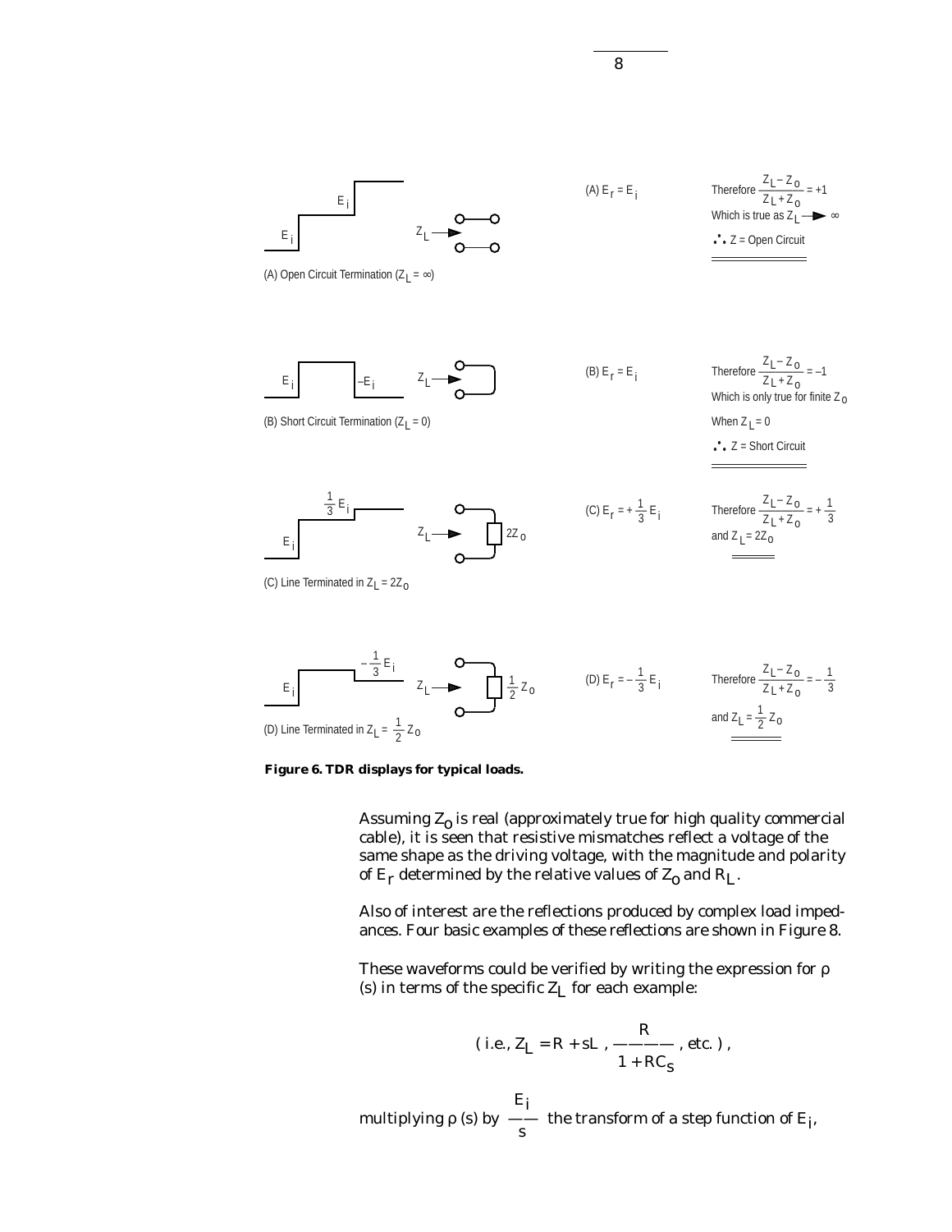(A) $E_r = E_i$

Therefore $\frac{Z_L - Z_0}{Z_L + Z_0} = +1$

Which is true as $Z_L \rightarrow \infty$

$\therefore$ Z = Open Circuit

(A) Open Circuit Termination ($Z_L = \infty$)

(B) $E_r = E_i$

Therefore $\frac{Z_L - Z_0}{Z_L + Z_0} = -1$

Which is only true for finite $Z_0$

When $Z_L = 0$

$\therefore$ Z = Short Circuit

(B) Short Circuit Termination ($Z_L = 0$)

(C) $E_r = +\frac{1}{3} E_i$

Therefore $\frac{Z_L - Z_0}{Z_L + Z_0} = +\frac{1}{3}$

and $Z_L = 2Z_0$

(C) Line Terminated in $Z_L = 2Z_0$

(D) $E_r = -\frac{1}{3} E_i$

Therefore $\frac{Z_L - Z_0}{Z_L + Z_0} = -\frac{1}{3}$

and $Z_L = \frac{1}{2} Z_0$

(D) Line Terminated in $Z_L = \frac{1}{2} Z_0$

**Figure 6. TDR displays for typical loads.**

Assuming $Z_0$ is real (approximately true for high quality commercial cable), it is seen that resistive mismatches reflect a voltage of the same shape as the driving voltage, with the magnitude and polarity of $E_r$ determined by the relative values of $Z_0$ and $R_L$.

Also of interest are the reflections produced by complex load impedances. Four basic examples of these reflections are shown in Figure 8.

These waveforms could be verified by writing the expression for ρ (s) in terms of the specific $Z_L$ for each example:

$$( \text{i.e., } Z_L = R + sL \text{ , } \frac{R}{1 + RC_s} \text{ , etc. } ),$$

multiplying ρ (s) by $\frac{E_i}{s}$ the transform of a step function of $E_i$,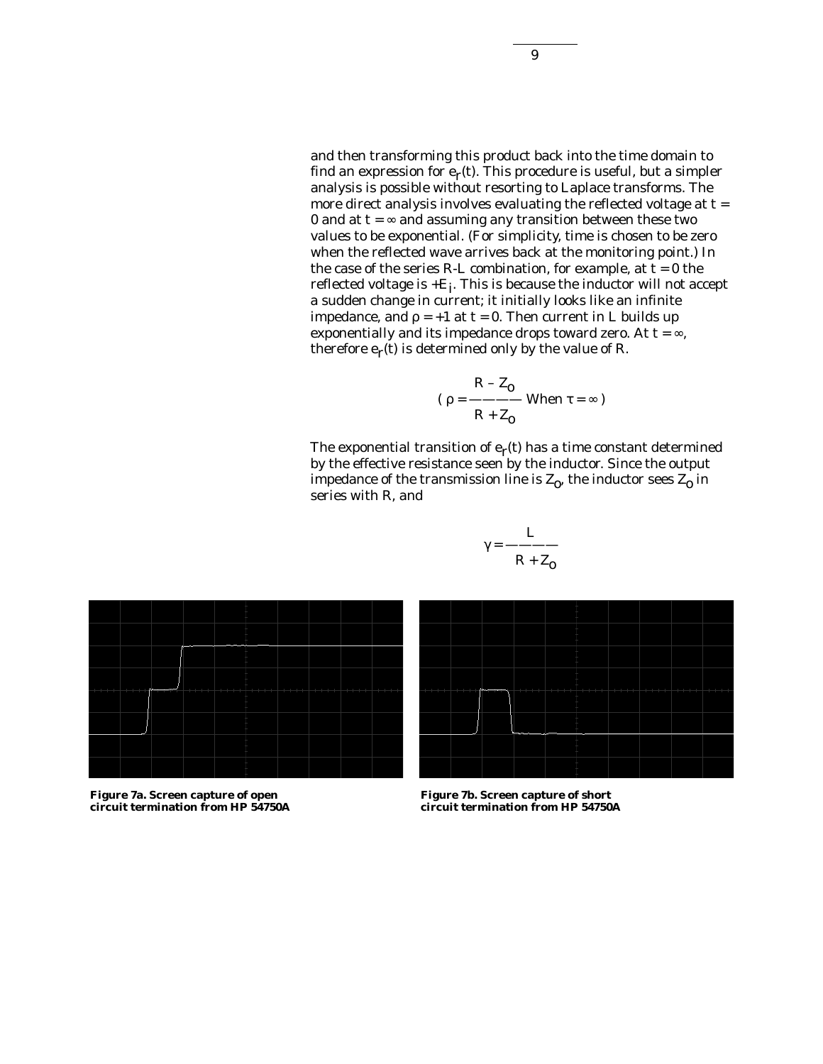and then transforming this product back into the time domain to find an expression for $e_r(t)$. This procedure is useful, but a simpler analysis is possible without resorting to Laplace transforms. The more direct analysis involves evaluating the reflected voltage at $t = 0$ and at $t = \infty$ and assuming any transition between these two values to be exponential. (For simplicity, time is chosen to be zero when the reflected wave arrives back at the monitoring point.) In the case of the series R-L combination, for example, at $t = 0$ the reflected voltage is $+E_i$. This is because the inductor will not accept a sudden change in current; it initially looks like an infinite impedance, and $\rho = +1$ at $t = 0$. Then current in L builds up exponentially and its impedance drops toward zero. At $t = \infty$, therefore $e_r(t)$ is determined only by the value of R.

$$\left( \rho = \frac{R - Z_o}{R + Z_o} \text{ When } \tau = \infty \right)$$

The exponential transition of $e_r(t)$ has a time constant determined by the effective resistance seen by the inductor. Since the output impedance of the transmission line is $Z_o$, the inductor sees $Z_o$ in series with R, and

$$\gamma = \frac{L}{R + Z_o}$$

**Figure 7a. Screen capture of open circuit termination from HP 54750A**

**Figure 7b. Screen capture of short circuit termination from HP 54750A**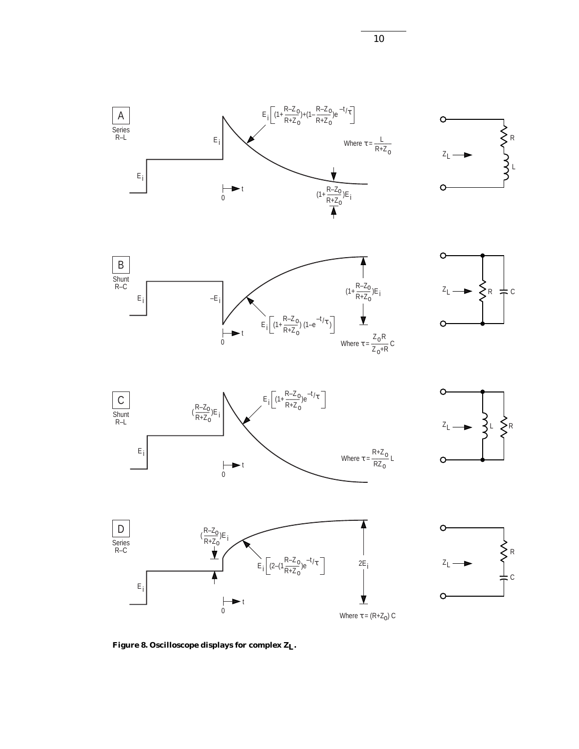**Figure 8. Oscilloscope displays for complex $Z_L$.**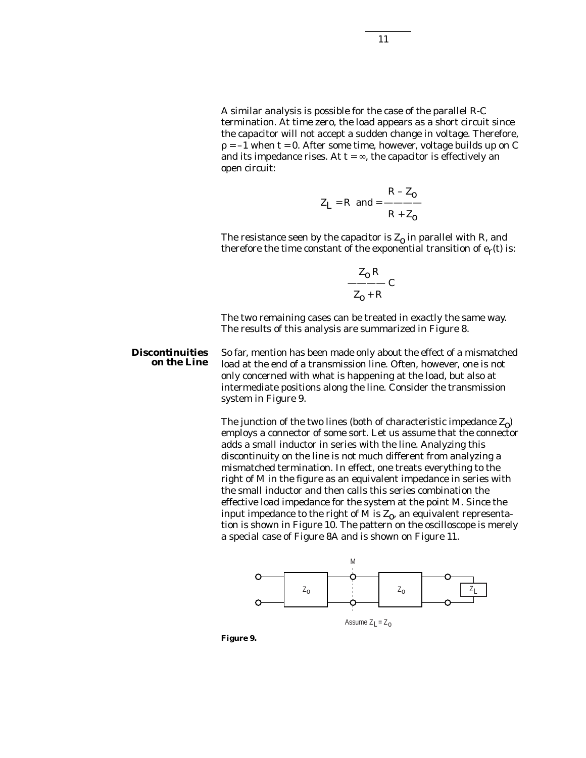A similar analysis is possible for the case of the parallel R-C termination. At time zero, the load appears as a short circuit since the capacitor will not accept a sudden change in voltage. Therefore, $\rho = -1$ when $t = 0$. After some time, however, voltage builds up on C and its impedance rises. At $t = \infty$, the capacitor is effectively an open circuit:

$$Z_L = R \text{ and } = \frac{R - Z_o}{R + Z_o}$$

The resistance seen by the capacitor is $Z_o$ in parallel with R, and therefore the time constant of the exponential transition of $e_r(t)$ is:

$$\frac{Z_o R}{Z_o + R} C$$

The two remaining cases can be treated in exactly the same way. The results of this analysis are summarized in Figure 8.

## Discontinuities on the Line

So far, mention has been made only about the effect of a mismatched load at the end of a transmission line. Often, however, one is not only concerned with what is happening at the load, but also at intermediate positions along the line. Consider the transmission system in Figure 9.

The junction of the two lines (both of characteristic impedance $Z_o$) employs a connector of some sort. Let us assume that the connector adds a small inductor in series with the line. Analyzing this discontinuity on the line is not much different from analyzing a mismatched termination. In effect, one treats everything to the right of M in the figure as an equivalent impedance in series with the small inductor and then calls this series combination the effective load impedance for the system at the point M. Since the input impedance to the right of M is $Z_o$, an equivalent representation is shown in Figure 10. The pattern on the oscilloscope is merely a special case of Figure 8A and is shown on Figure 11.

M

$Z_0$ $Z_0$ $Z_L$

Assume $Z_L = Z_0$

**Figure 9.**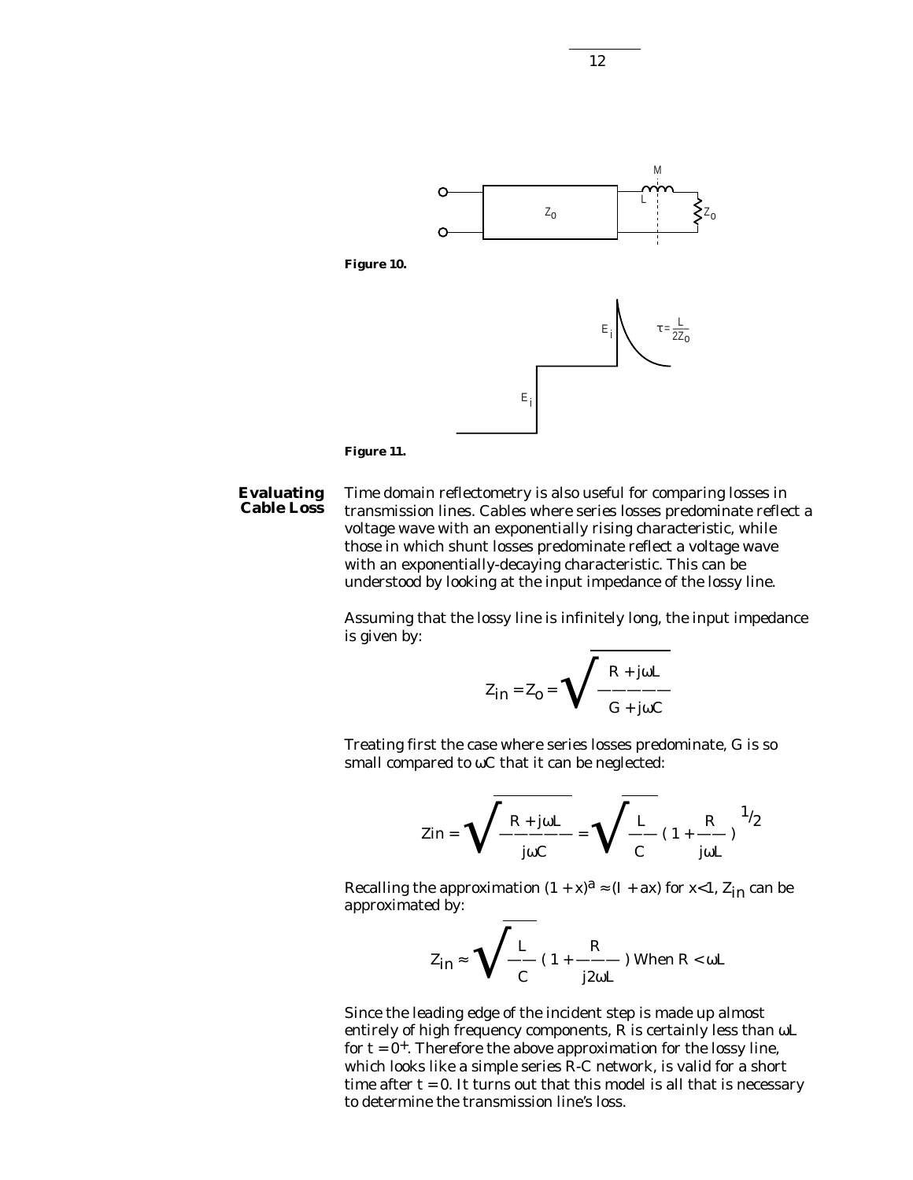**Figure 10.**

**Figure 11.**

## Evaluating Cable Loss

Time domain reflectometry is also useful for comparing losses in transmission lines. Cables where series losses predominate reflect a voltage wave with an exponentially rising characteristic, while those in which shunt losses predominate reflect a voltage wave with an exponentially-decaying characteristic. This can be understood by looking at the input impedance of the lossy line.

Assuming that the lossy line is infinitely long, the input impedance is given by:

$$Z_{in} = Z_0 = \sqrt{\frac{R + j\omega L}{G + j\omega C}}$$

Treating first the case where series losses predominate, G is so small compared to $\omega C$ that it can be neglected:

$$Zin = \sqrt{\frac{R + j\omega L}{j\omega C}} = \sqrt{\frac{L}{C}} \left( 1 + \frac{R}{j\omega L} \right)^{1/2}$$

Recalling the approximation $(1 + x)^a \approx (l + ax)$ for $x<1$, $Z_{in}$ can be approximated by:

$$Z_{in} \approx \sqrt{\frac{L}{C}} \left( 1 + \frac{R}{j2\omega L} \right) \text{ When } R < \omega L$$

Since the leading edge of the incident step is made up almost entirely of high frequency components, R is certainly less than $\omega L$ for $t = 0^+$. Therefore the above approximation for the lossy line, which looks like a simple series R-C network, is valid for a short time after $t = 0$. It turns out that this model is all that is necessary to determine the transmission line's loss.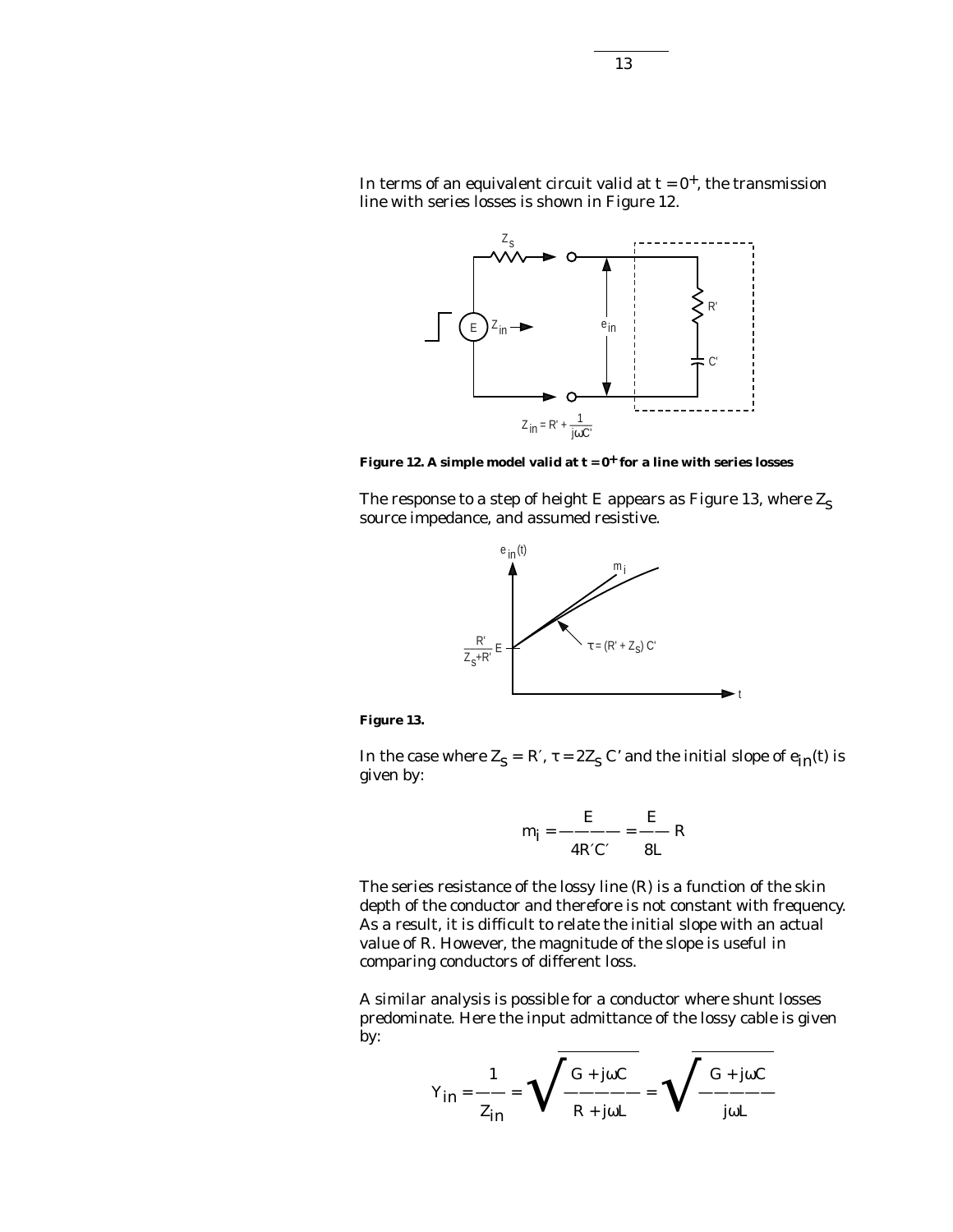In terms of an equivalent circuit valid at $t = 0^+$, the transmission line with series losses is shown in Figure 12.

**Figure 12. A simple model valid at $t = 0^+$ for a line with series losses**

The response to a step of height E appears as Figure 13, where $Z_S$ source impedance, and assumed resistive.

**Figure 13.**

In the case where $Z_S = R'$, $\tau = 2Z_S\,C'$ and the initial slope of $e_{in}(t)$ is given by:

$$m_i = \frac{E}{4R'C'} = \frac{E}{8L}\,R$$

The series resistance of the lossy line (R) is a function of the skin depth of the conductor and therefore is not constant with frequency. As a result, it is difficult to relate the initial slope with an actual value of R. However, the magnitude of the slope is useful in comparing conductors of different loss.

A similar analysis is possible for a conductor where shunt losses predominate. Here the input admittance of the lossy cable is given by:

$$Y_{in} = \frac{1}{Z_{in}} = \sqrt{\frac{G + j\omega C}{R + j\omega L}} = \sqrt{\frac{G + j\omega C}{j\omega L}}$$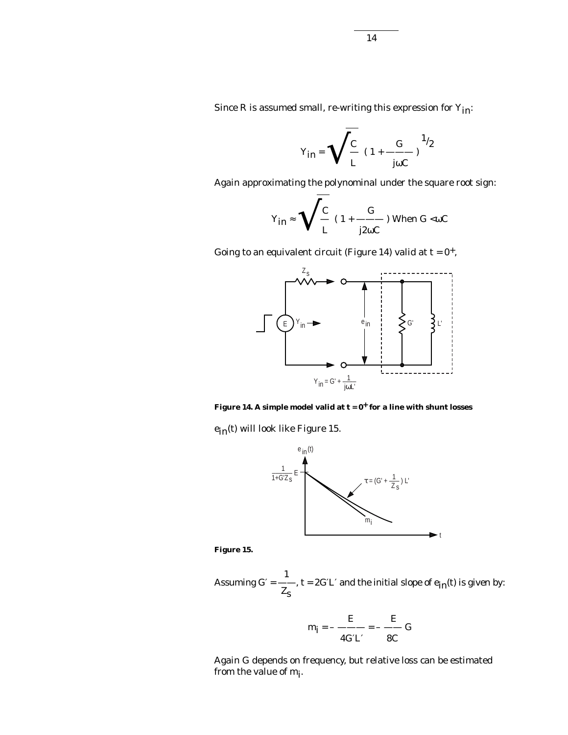Since R is assumed small, re-writing this expression for $Y_{in}$:

$$Y_{in} = \sqrt{\frac{C}{L}} \left( 1 + \frac{G}{j\omega C} \right)^{1/2}$$

Again approximating the polynominal under the square root sign:

$$Y_{in} \approx \sqrt{\frac{C}{L}} \left( 1 + \frac{G}{j2\omega C} \right) \text{ When } G < \omega C$$

Going to an equivalent circuit (Figure 14) valid at $t = 0^+$,

$$Y_{in} = G' + \frac{1}{j\omega L'}$$

**Figure 14. A simple model valid at $t = 0^+$ for a line with shunt losses**

$e_{in}(t)$ will look like Figure 15.

**Figure 15.**

Assuming $G' = \frac{1}{Z_S}$, $t = 2G'L'$ and the initial slope of $e_{in}(t)$ is given by:

$$m_i = -\frac{E}{4G'L'} = -\frac{E}{8C} G$$

Again G depends on frequency, but relative loss can be estimated from the value of $m_i$.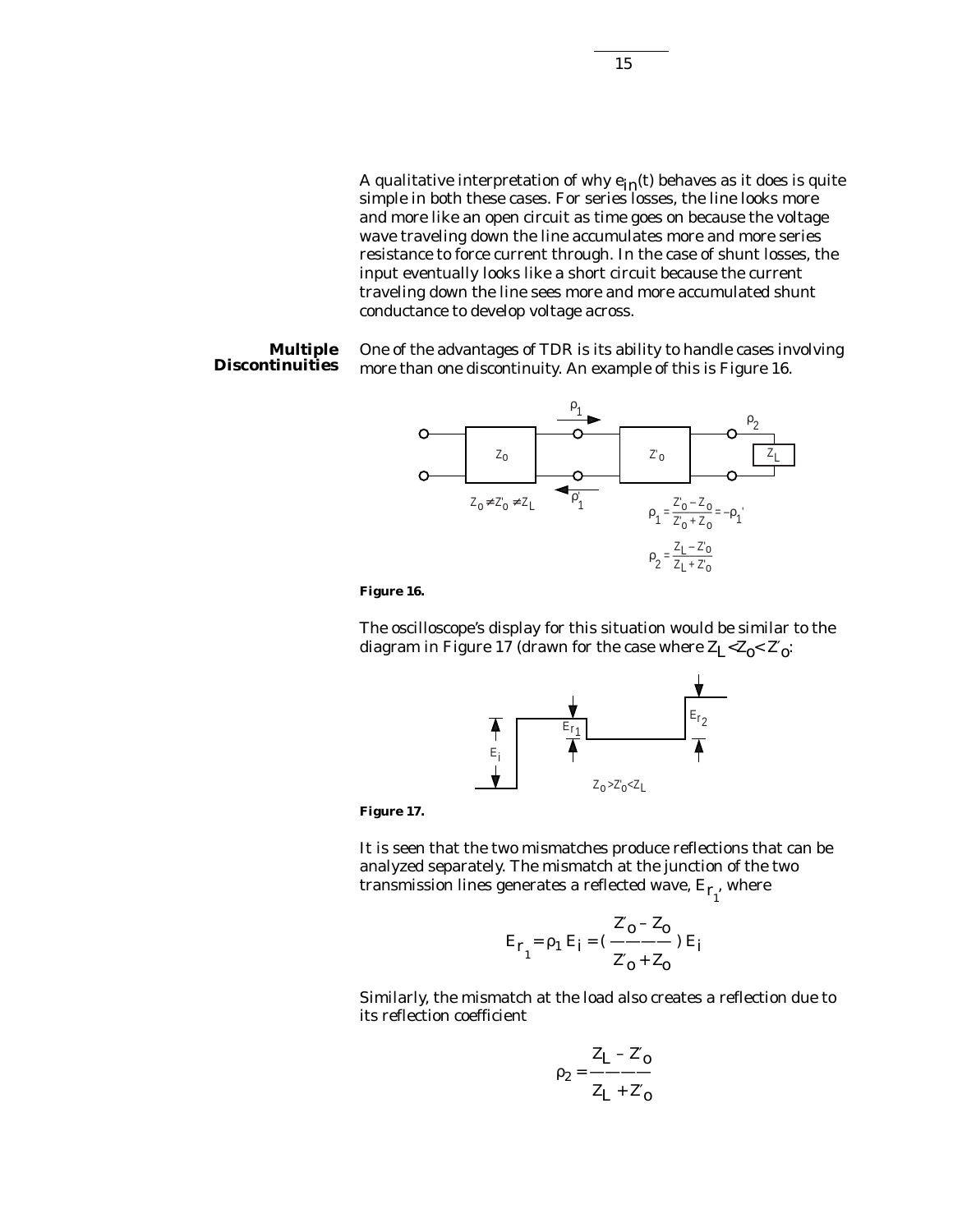A qualitative interpretation of why $e_{in}(t)$ behaves as it does is quite simple in both these cases. For series losses, the line looks more and more like an open circuit as time goes on because the voltage wave traveling down the line accumulates more and more series resistance to force current through. In the case of shunt losses, the input eventually looks like a short circuit because the current traveling down the line sees more and more accumulated shunt conductance to develop voltage across.

**Multiple Discontinuities**

One of the advantages of TDR is its ability to handle cases involving more than one discontinuity. An example of this is Figure 16.

$Z_0 \neq Z'_0 \neq Z_L$

$$\rho_1 = \frac{Z'_0 - Z_0}{Z'_0 + Z_0} = -\rho_1'$$

$$\rho_2 = \frac{Z_L - Z'_0}{Z_L + Z'_0}$$

**Figure 16.**

The oscilloscope's display for this situation would be similar to the diagram in Figure 17 (drawn for the case where $Z_L < Z_0 < Z'_0$:

$Z_0 > Z'_0 < Z_L$

**Figure 17.**

It is seen that the two mismatches produce reflections that can be analyzed separately. The mismatch at the junction of the two transmission lines generates a reflected wave, $E_{r_1}$, where

$$E_{r_1} = \rho_1 E_i = \left( \frac{Z'_0 - Z_0}{Z'_0 + Z_0} \right) E_i$$

Similarly, the mismatch at the load also creates a reflection due to its reflection coefficient

$$\rho_2 = \frac{Z_L - Z'_0}{Z_L + Z'_0}$$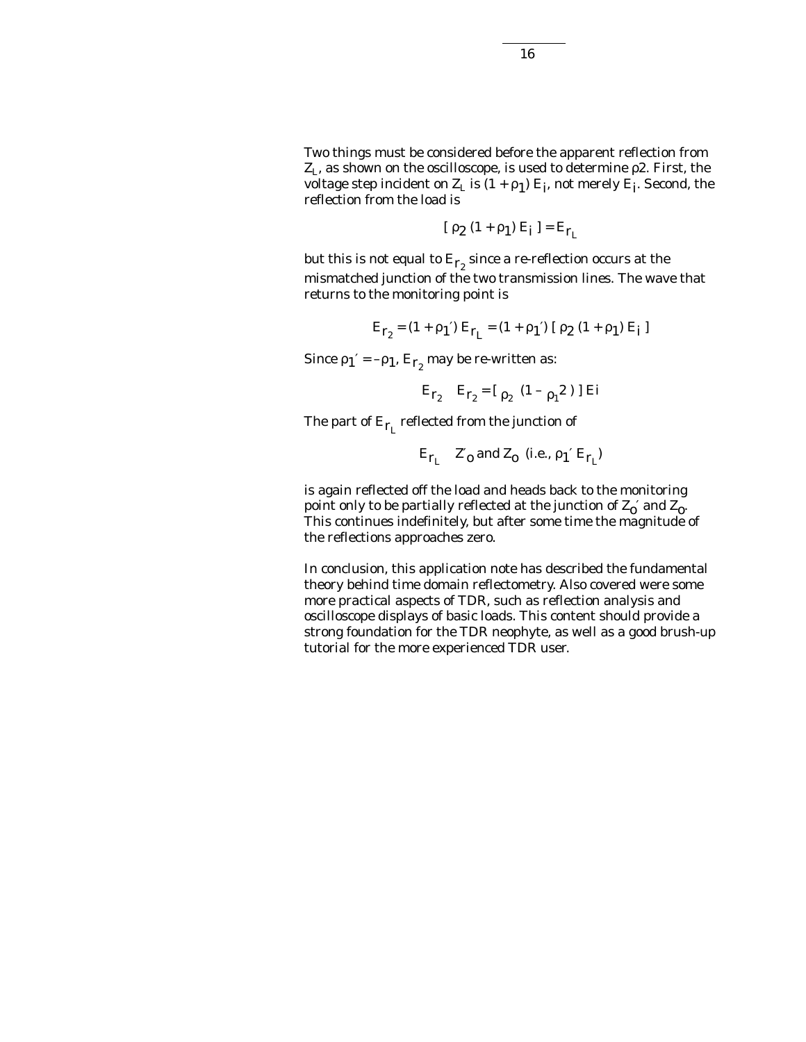Two things must be considered before the apparent reflection from $Z_L$, as shown on the oscilloscope, is used to determine ρ2. First, the voltage step incident on $Z_L$ is $(1 + \rho_1) E_i$, not merely $E_i$. Second, the reflection from the load is

$$[\ \rho_2\ (1 + \rho_1)\ E_i\ ] = E_{r_L}$$

but this is not equal to $E_{r_2}$ since a re-reflection occurs at the mismatched junction of the two transmission lines. The wave that returns to the monitoring point is

$$E_{r_2} = (1 + \rho_1')\ E_{r_L} = (1 + \rho_1')\ [\ \rho_2\ (1 + \rho_1)\ E_i\ ]$$

Since $\rho_1' = -\rho_1$, $E_{r_2}$ may be re-written as:

$$E_{r_2} \quad E_{r_2} = [\ \rho_2\ \ (1 - \ \rho_1 2\ )\ ]\ Ei$$

The part of $E_{r_L}$ reflected from the junction of

$$E_{r_L} \quad Z'_o \text{ and } Z_o \text{ (i.e., } \rho_1'\ E_{r_L}\text{)}$$

is again reflected off the load and heads back to the monitoring point only to be partially reflected at the junction of $Z_o'$ and $Z_o$. This continues indefinitely, but after some time the magnitude of the reflections approaches zero.

In conclusion, this application note has described the fundamental theory behind time domain reflectometry. Also covered were some more practical aspects of TDR, such as reflection analysis and oscilloscope displays of basic loads. This content should provide a strong foundation for the TDR neophyte, as well as a good brush-up tutorial for the more experienced TDR user.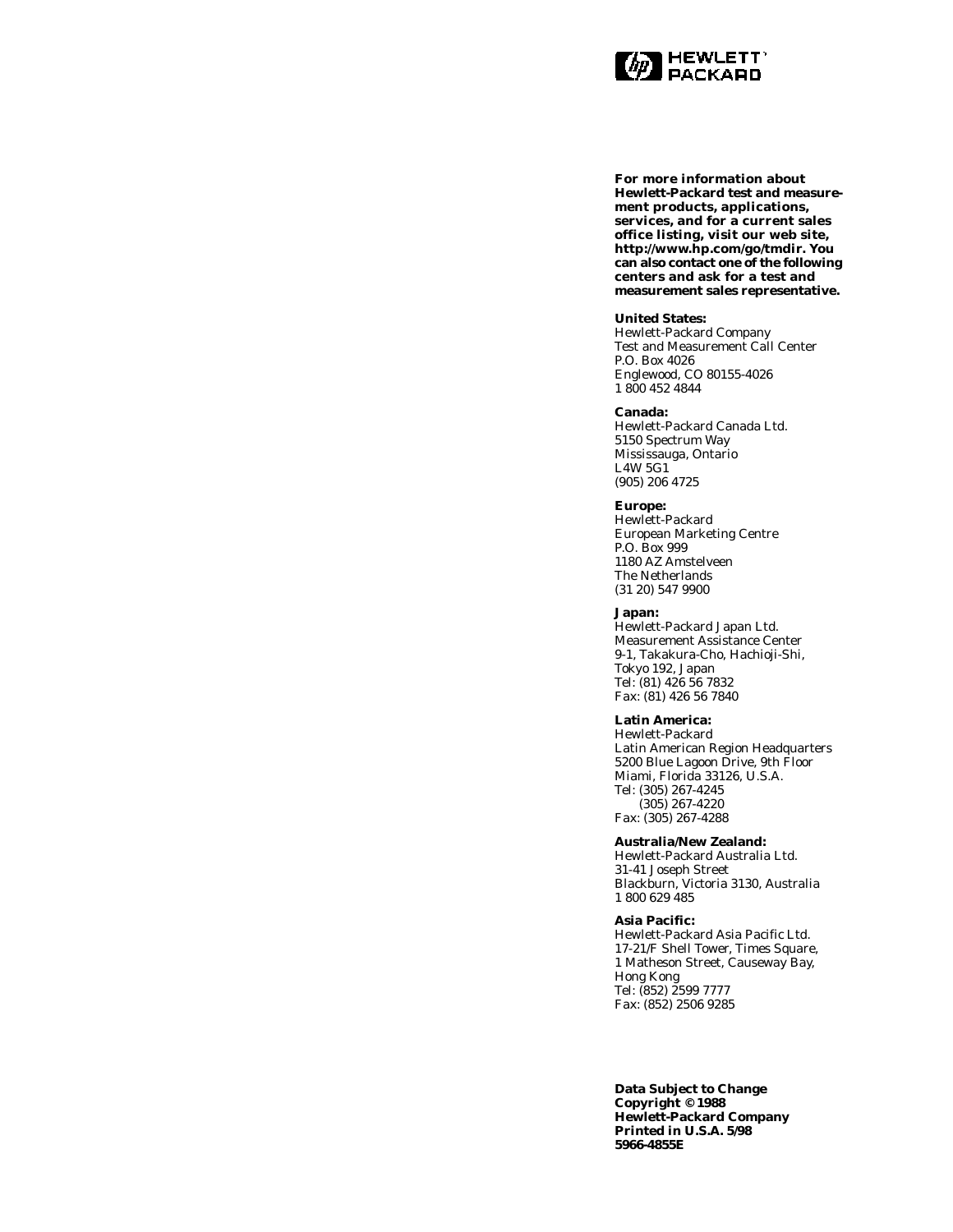**For more information about Hewlett-Packard test and measurement products, applications, services, and for a current sales office listing, visit our web site, http://www.hp.com/go/tmdir. You can also contact one of the following centers and ask for a test and measurement sales representative.**

**United States:**
Hewlett-Packard Company
Test and Measurement Call Center
P.O. Box 4026
Englewood, CO 80155-4026
1 800 452 4844

**Canada:**
Hewlett-Packard Canada Ltd.
5150 Spectrum Way
Mississauga, Ontario
L4W 5G1
(905) 206 4725

**Europe:**
Hewlett-Packard
European Marketing Centre
P.O. Box 999
1180 AZ Amstelveen
The Netherlands
(31 20) 547 9900

**Japan:**
Hewlett-Packard Japan Ltd.
Measurement Assistance Center
9-1, Takakura-Cho, Hachioji-Shi,
Tokyo 192, Japan
Tel: (81) 426 56 7832
Fax: (81) 426 56 7840

**Latin America:**
Hewlett-Packard
Latin American Region Headquarters
5200 Blue Lagoon Drive, 9th Floor
Miami, Florida 33126, U.S.A.
Tel: (305) 267-4245
(305) 267-4220
Fax: (305) 267-4288

**Australia/New Zealand:**
Hewlett-Packard Australia Ltd.
31-41 Joseph Street
Blackburn, Victoria 3130, Australia
1 800 629 485

**Asia Pacific:**
Hewlett-Packard Asia Pacific Ltd.
17-21/F Shell Tower, Times Square,
1 Matheson Street, Causeway Bay,
Hong Kong
Tel: (852) 2599 7777
Fax: (852) 2506 9285

**Data Subject to Change**
**Copyright © 1988**
**Hewlett-Packard Company**
**Printed in U.S.A. 5/98**
**5966-4855E**